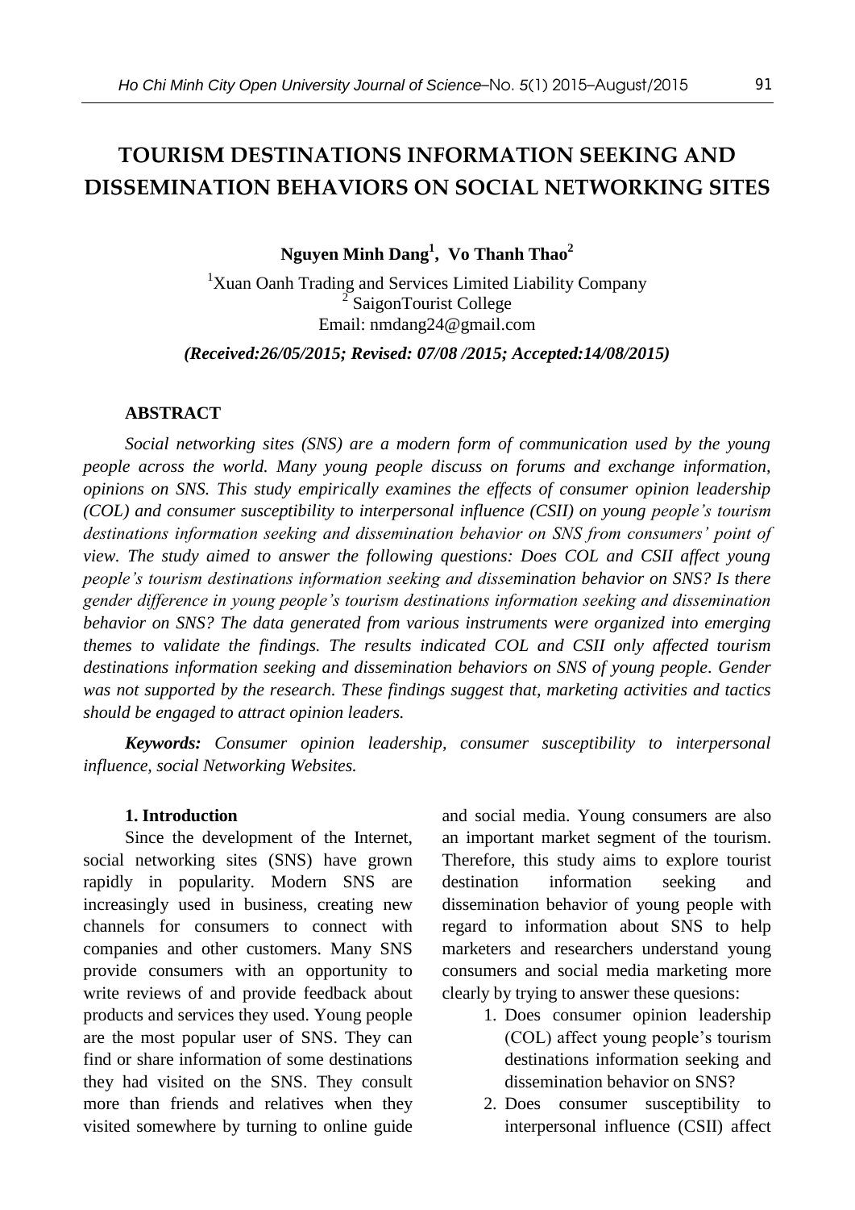# TOURISM DESTINATIONS INFORMATION SEEKING AND DISSEMINATION BEHAVIORS ON SOCIAL NETWORKING SITES

**Nguyen Minh Dang[1], Vo Thanh Thao[2]**

[1]Xuan Oanh Trading and Services Limited Liability Company
[2] SaigonTourist College
Email: nmdang24@gmail.com

***(Received:26/05/2015; Revised: 07/08 /2015; Accepted:14/08/2015)***

### ABSTRACT

*Social networking sites (SNS) are a modern form of communication used by the young people across the world. Many young people discuss on forums and exchange information, opinions on SNS. This study empirically examines the effects of consumer opinion leadership (COL) and consumer susceptibility to interpersonal influence (CSII) on young people's tourism destinations information seeking and dissemination behavior on SNS from consumers' point of view. The study aimed to answer the following questions: Does COL and CSII affect young people's tourism destinations information seeking and dissemination behavior on SNS? Is there gender difference in young people's tourism destinations information seeking and dissemination behavior on SNS? The data generated from various instruments were organized into emerging themes to validate the findings. The results indicated COL and CSII only affected tourism destinations information seeking and dissemination behaviors on SNS of young people. Gender was not supported by the research. These findings suggest that, marketing activities and tactics should be engaged to attract opinion leaders.*

***Keywords:*** *Consumer opinion leadership, consumer susceptibility to interpersonal influence, social Networking Websites.*

### 1. Introduction

Since the development of the Internet, social networking sites (SNS) have grown rapidly in popularity. Modern SNS are increasingly used in business, creating new channels for consumers to connect with companies and other customers. Many SNS provide consumers with an opportunity to write reviews of and provide feedback about products and services they used. Young people are the most popular user of SNS. They can find or share information of some destinations they had visited on the SNS. They consult more than friends and relatives when they visited somewhere by turning to online guide and social media. Young consumers are also an important market segment of the tourism. Therefore, this study aims to explore tourist destination information seeking and dissemination behavior of young people with regard to information about SNS to help marketers and researchers understand young consumers and social media marketing more clearly by trying to answer these quesions:

1. Does consumer opinion leadership (COL) affect young people's tourism destinations information seeking and dissemination behavior on SNS?
2. Does consumer susceptibility to interpersonal influence (CSII) affect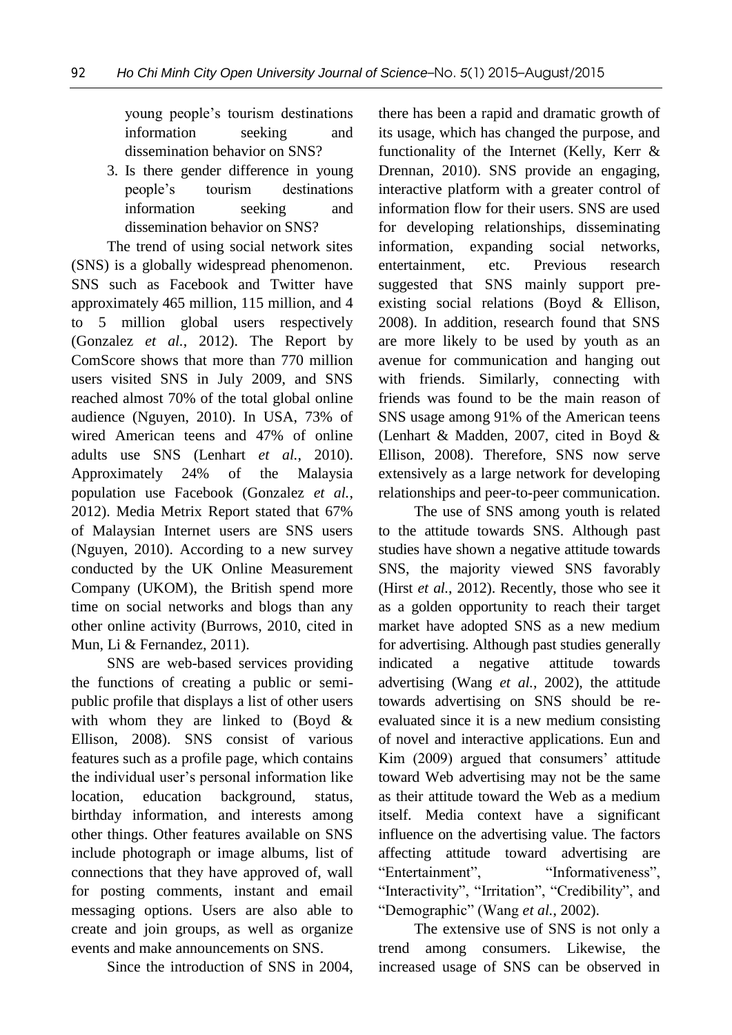young people's tourism destinations information seeking and dissemination behavior on SNS?

3. Is there gender difference in young people's tourism destinations information seeking and dissemination behavior on SNS?

The trend of using social network sites (SNS) is a globally widespread phenomenon. SNS such as Facebook and Twitter have approximately 465 million, 115 million, and 4 to 5 million global users respectively (Gonzalez *et al.*, 2012). The Report by ComScore shows that more than 770 million users visited SNS in July 2009, and SNS reached almost 70% of the total global online audience (Nguyen, 2010). In USA, 73% of wired American teens and 47% of online adults use SNS (Lenhart *et al.*, 2010). Approximately 24% of the Malaysia population use Facebook (Gonzalez *et al.*, 2012). Media Metrix Report stated that 67% of Malaysian Internet users are SNS users (Nguyen, 2010). According to a new survey conducted by the UK Online Measurement Company (UKOM), the British spend more time on social networks and blogs than any other online activity (Burrows, 2010, cited in Mun, Li & Fernandez, 2011).

SNS are web-based services providing the functions of creating a public or semi-public profile that displays a list of other users with whom they are linked to (Boyd & Ellison, 2008). SNS consist of various features such as a profile page, which contains the individual user's personal information like location, education background, status, birthday information, and interests among other things. Other features available on SNS include photograph or image albums, list of connections that they have approved of, wall for posting comments, instant and email messaging options. Users are also able to create and join groups, as well as organize events and make announcements on SNS.

Since the introduction of SNS in 2004, there has been a rapid and dramatic growth of its usage, which has changed the purpose, and functionality of the Internet (Kelly, Kerr & Drennan, 2010). SNS provide an engaging, interactive platform with a greater control of information flow for their users. SNS are used for developing relationships, disseminating information, expanding social networks, entertainment, etc. Previous research suggested that SNS mainly support pre-existing social relations (Boyd & Ellison, 2008). In addition, research found that SNS are more likely to be used by youth as an avenue for communication and hanging out with friends. Similarly, connecting with friends was found to be the main reason of SNS usage among 91% of the American teens (Lenhart & Madden, 2007, cited in Boyd & Ellison, 2008). Therefore, SNS now serve extensively as a large network for developing relationships and peer-to-peer communication.

The use of SNS among youth is related to the attitude towards SNS. Although past studies have shown a negative attitude towards SNS, the majority viewed SNS favorably (Hirst *et al.*, 2012). Recently, those who see it as a golden opportunity to reach their target market have adopted SNS as a new medium for advertising. Although past studies generally indicated a negative attitude towards advertising (Wang *et al.*, 2002), the attitude towards advertising on SNS should be re-evaluated since it is a new medium consisting of novel and interactive applications. Eun and Kim (2009) argued that consumers' attitude toward Web advertising may not be the same as their attitude toward the Web as a medium itself. Media context have a significant influence on the advertising value. The factors affecting attitude toward advertising are "Entertainment", "Informativeness", "Interactivity", "Irritation", "Credibility", and "Demographic" (Wang *et al.*, 2002).

The extensive use of SNS is not only a trend among consumers. Likewise, the increased usage of SNS can be observed in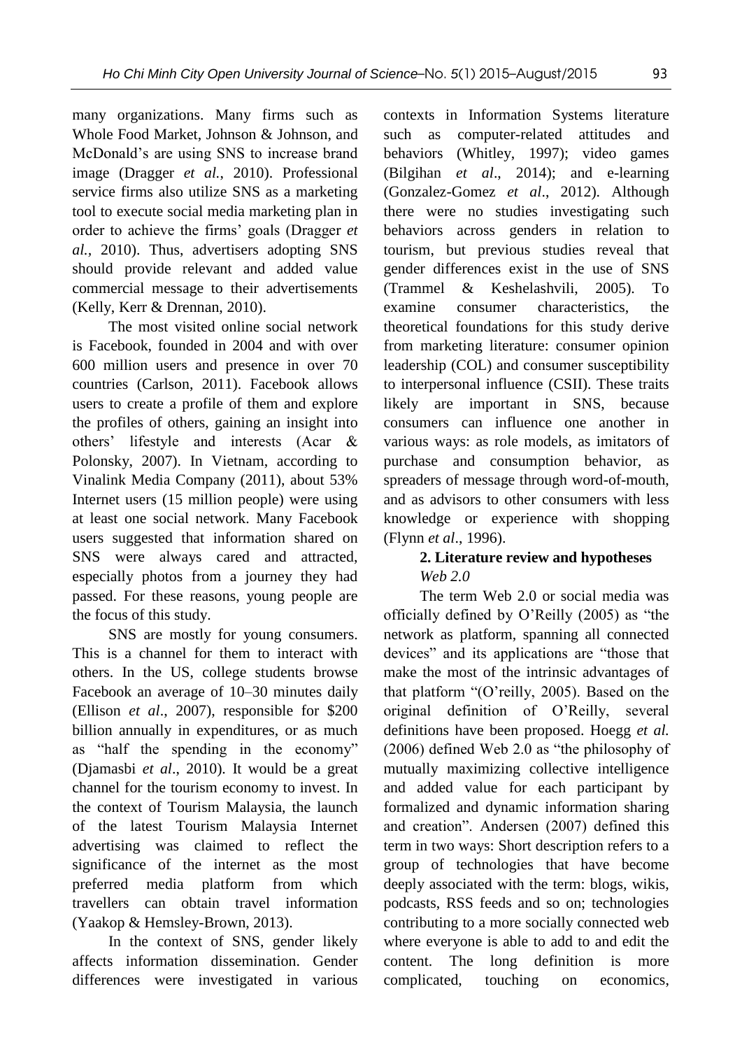many organizations. Many firms such as Whole Food Market, Johnson & Johnson, and McDonald's are using SNS to increase brand image (Dragger *et al.*, 2010). Professional service firms also utilize SNS as a marketing tool to execute social media marketing plan in order to achieve the firms' goals (Dragger *et al.*, 2010). Thus, advertisers adopting SNS should provide relevant and added value commercial message to their advertisements (Kelly, Kerr & Drennan, 2010).

The most visited online social network is Facebook, founded in 2004 and with over 600 million users and presence in over 70 countries (Carlson, 2011). Facebook allows users to create a profile of them and explore the profiles of others, gaining an insight into others' lifestyle and interests (Acar & Polonsky, 2007). In Vietnam, according to Vinalink Media Company (2011), about 53% Internet users (15 million people) were using at least one social network. Many Facebook users suggested that information shared on SNS were always cared and attracted, especially photos from a journey they had passed. For these reasons, young people are the focus of this study.

SNS are mostly for young consumers. This is a channel for them to interact with others. In the US, college students browse Facebook an average of 10–30 minutes daily (Ellison *et al*., 2007), responsible for $200 billion annually in expenditures, or as much as "half the spending in the economy" (Djamasbi *et al*., 2010). It would be a great channel for the tourism economy to invest. In the context of Tourism Malaysia, the launch of the latest Tourism Malaysia Internet advertising was claimed to reflect the significance of the internet as the most preferred media platform from which travellers can obtain travel information (Yaakop & Hemsley-Brown, 2013).

In the context of SNS, gender likely affects information dissemination. Gender differences were investigated in various contexts in Information Systems literature such as computer-related attitudes and behaviors (Whitley, 1997); video games (Bilgihan *et al*., 2014); and e-learning (Gonzalez-Gomez *et al*., 2012). Although there were no studies investigating such behaviors across genders in relation to tourism, but previous studies reveal that gender differences exist in the use of SNS (Trammel & Keshelashvili, 2005). To examine consumer characteristics, the theoretical foundations for this study derive from marketing literature: consumer opinion leadership (COL) and consumer susceptibility to interpersonal influence (CSII). These traits likely are important in SNS, because consumers can influence one another in various ways: as role models, as imitators of purchase and consumption behavior, as spreaders of message through word-of-mouth, and as advisors to other consumers with less knowledge or experience with shopping (Flynn *et al*., 1996).

## 2. Literature review and hypotheses

### *Web 2.0*

The term Web 2.0 or social media was officially defined by O'Reilly (2005) as "the network as platform, spanning all connected devices" and its applications are "those that make the most of the intrinsic advantages of that platform "(O'reilly, 2005). Based on the original definition of O'Reilly, several definitions have been proposed. Hoegg *et al.* (2006) defined Web 2.0 as "the philosophy of mutually maximizing collective intelligence and added value for each participant by formalized and dynamic information sharing and creation". Andersen (2007) defined this term in two ways: Short description refers to a group of technologies that have become deeply associated with the term: blogs, wikis, podcasts, RSS feeds and so on; technologies contributing to a more socially connected web where everyone is able to add to and edit the content. The long definition is more complicated, touching on economics,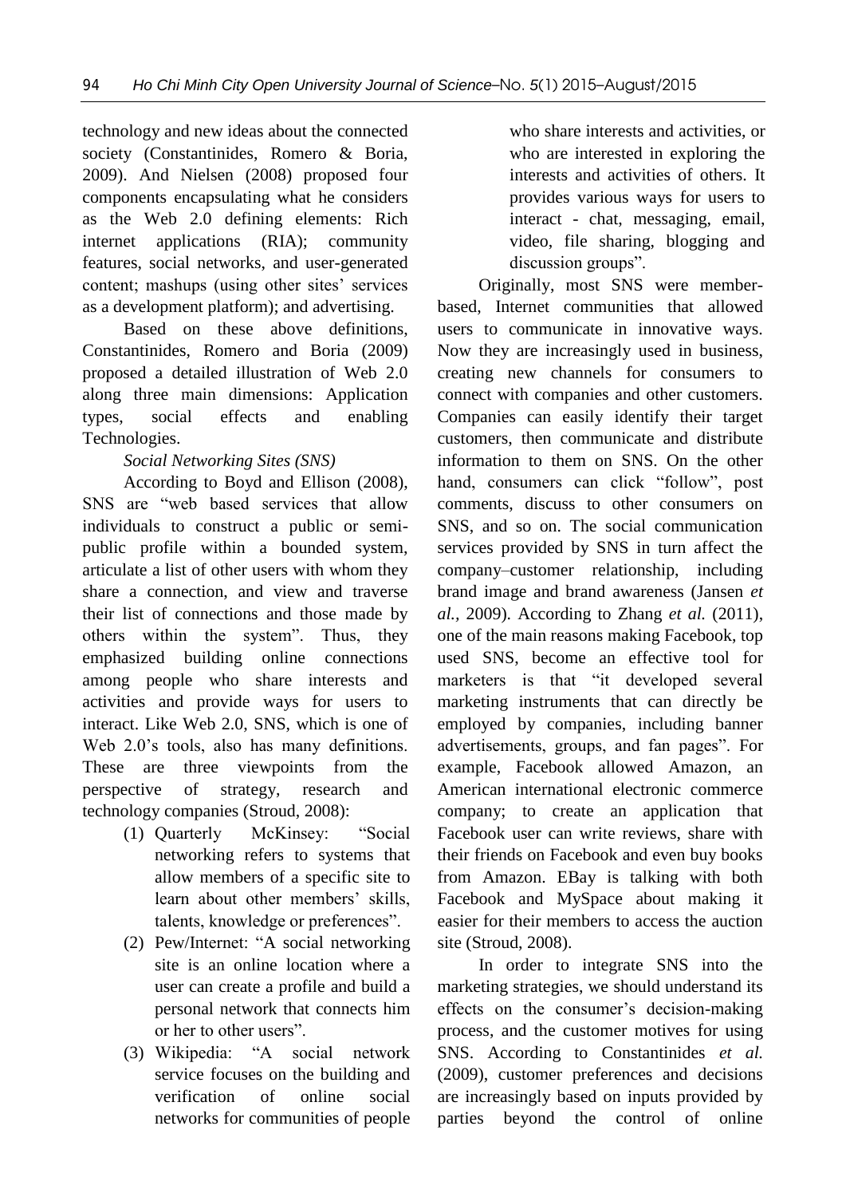technology and new ideas about the connected society (Constantinides, Romero & Boria, 2009). And Nielsen (2008) proposed four components encapsulating what he considers as the Web 2.0 defining elements: Rich internet applications (RIA); community features, social networks, and user-generated content; mashups (using other sites' services as a development platform); and advertising.

Based on these above definitions, Constantinides, Romero and Boria (2009) proposed a detailed illustration of Web 2.0 along three main dimensions: Application types, social effects and enabling Technologies.

*Social Networking Sites (SNS)*

According to Boyd and Ellison (2008), SNS are "web based services that allow individuals to construct a public or semi-public profile within a bounded system, articulate a list of other users with whom they share a connection, and view and traverse their list of connections and those made by others within the system". Thus, they emphasized building online connections among people who share interests and activities and provide ways for users to interact. Like Web 2.0, SNS, which is one of Web 2.0's tools, also has many definitions. These are three viewpoints from the perspective of strategy, research and technology companies (Stroud, 2008):

(1) Quarterly McKinsey: "Social networking refers to systems that allow members of a specific site to learn about other members' skills, talents, knowledge or preferences".

(2) Pew/Internet: "A social networking site is an online location where a user can create a profile and build a personal network that connects him or her to other users".

(3) Wikipedia: "A social network service focuses on the building and verification of online social networks for communities of people who share interests and activities, or who are interested in exploring the interests and activities of others. It provides various ways for users to interact - chat, messaging, email, video, file sharing, blogging and discussion groups".

Originally, most SNS were member-based, Internet communities that allowed users to communicate in innovative ways. Now they are increasingly used in business, creating new channels for consumers to connect with companies and other customers. Companies can easily identify their target customers, then communicate and distribute information to them on SNS. On the other hand, consumers can click "follow", post comments, discuss to other consumers on SNS, and so on. The social communication services provided by SNS in turn affect the company–customer relationship, including brand image and brand awareness (Jansen *et al.*, 2009). According to Zhang *et al.* (2011), one of the main reasons making Facebook, top used SNS, become an effective tool for marketers is that "it developed several marketing instruments that can directly be employed by companies, including banner advertisements, groups, and fan pages". For example, Facebook allowed Amazon, an American international electronic commerce company; to create an application that Facebook user can write reviews, share with their friends on Facebook and even buy books from Amazon. EBay is talking with both Facebook and MySpace about making it easier for their members to access the auction site (Stroud, 2008).

In order to integrate SNS into the marketing strategies, we should understand its effects on the consumer's decision-making process, and the customer motives for using SNS. According to Constantinides *et al.* (2009), customer preferences and decisions are increasingly based on inputs provided by parties beyond the control of online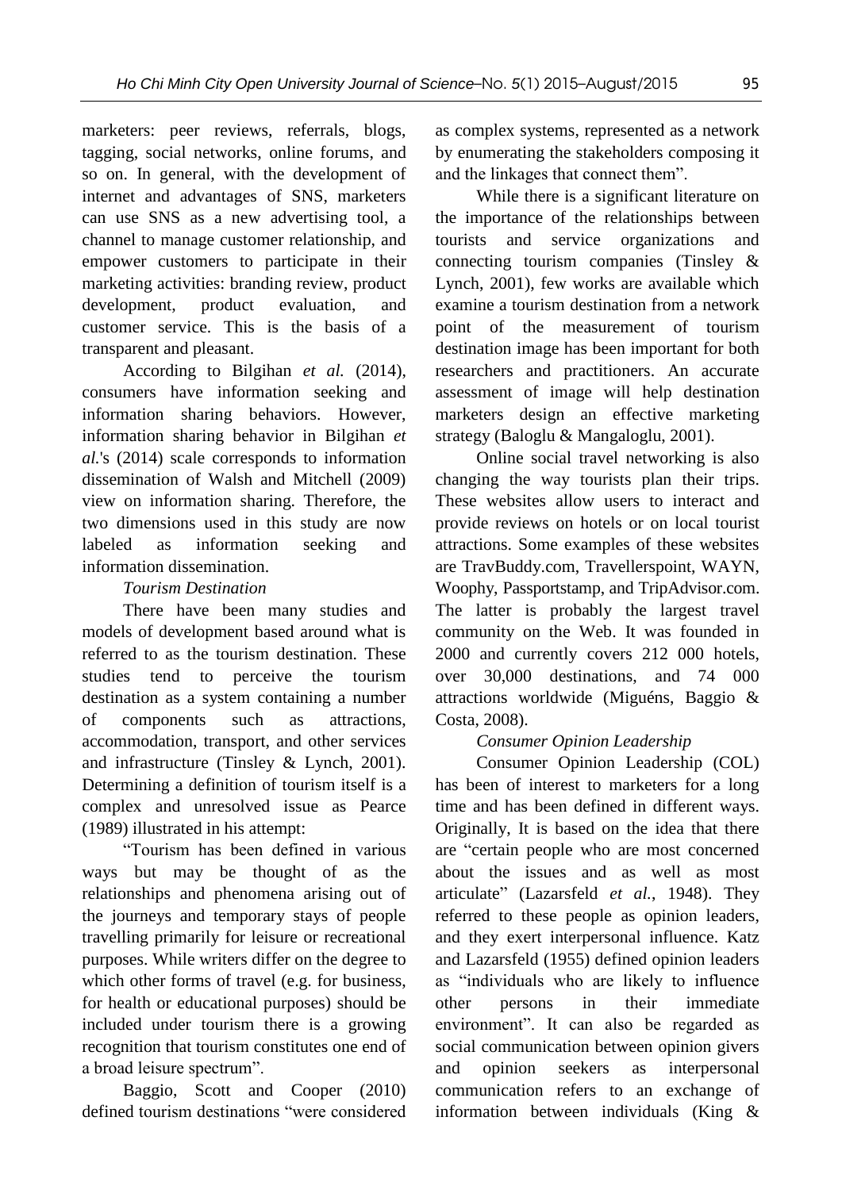marketers: peer reviews, referrals, blogs, tagging, social networks, online forums, and so on. In general, with the development of internet and advantages of SNS, marketers can use SNS as a new advertising tool, a channel to manage customer relationship, and empower customers to participate in their marketing activities: branding review, product development, product evaluation, and customer service. This is the basis of a transparent and pleasant.

According to Bilgihan *et al.* (2014), consumers have information seeking and information sharing behaviors. However, information sharing behavior in Bilgihan *et al.*'s (2014) scale corresponds to information dissemination of Walsh and Mitchell (2009) view on information sharing. Therefore, the two dimensions used in this study are now labeled as information seeking and information dissemination.

*Tourism Destination*

There have been many studies and models of development based around what is referred to as the tourism destination. These studies tend to perceive the tourism destination as a system containing a number of components such as attractions, accommodation, transport, and other services and infrastructure (Tinsley & Lynch, 2001). Determining a definition of tourism itself is a complex and unresolved issue as Pearce (1989) illustrated in his attempt:

"Tourism has been defined in various ways but may be thought of as the relationships and phenomena arising out of the journeys and temporary stays of people travelling primarily for leisure or recreational purposes. While writers differ on the degree to which other forms of travel (e.g. for business, for health or educational purposes) should be included under tourism there is a growing recognition that tourism constitutes one end of a broad leisure spectrum".

Baggio, Scott and Cooper (2010) defined tourism destinations "were considered as complex systems, represented as a network by enumerating the stakeholders composing it and the linkages that connect them".

While there is a significant literature on the importance of the relationships between tourists and service organizations and connecting tourism companies (Tinsley & Lynch, 2001), few works are available which examine a tourism destination from a network point of the measurement of tourism destination image has been important for both researchers and practitioners. An accurate assessment of image will help destination marketers design an effective marketing strategy (Baloglu & Mangaloglu, 2001).

Online social travel networking is also changing the way tourists plan their trips. These websites allow users to interact and provide reviews on hotels or on local tourist attractions. Some examples of these websites are TravBuddy.com, Travellerspoint, WAYN, Woophy, Passportstamp, and TripAdvisor.com. The latter is probably the largest travel community on the Web. It was founded in 2000 and currently covers 212 000 hotels, over 30,000 destinations, and 74 000 attractions worldwide (Miguéns, Baggio & Costa, 2008).

*Consumer Opinion Leadership*

Consumer Opinion Leadership (COL) has been of interest to marketers for a long time and has been defined in different ways. Originally, It is based on the idea that there are "certain people who are most concerned about the issues and as well as most articulate" (Lazarsfeld *et al.*, 1948). They referred to these people as opinion leaders, and they exert interpersonal influence. Katz and Lazarsfeld (1955) defined opinion leaders as "individuals who are likely to influence other persons in their immediate environment". It can also be regarded as social communication between opinion givers and opinion seekers as interpersonal communication refers to an exchange of information between individuals (King &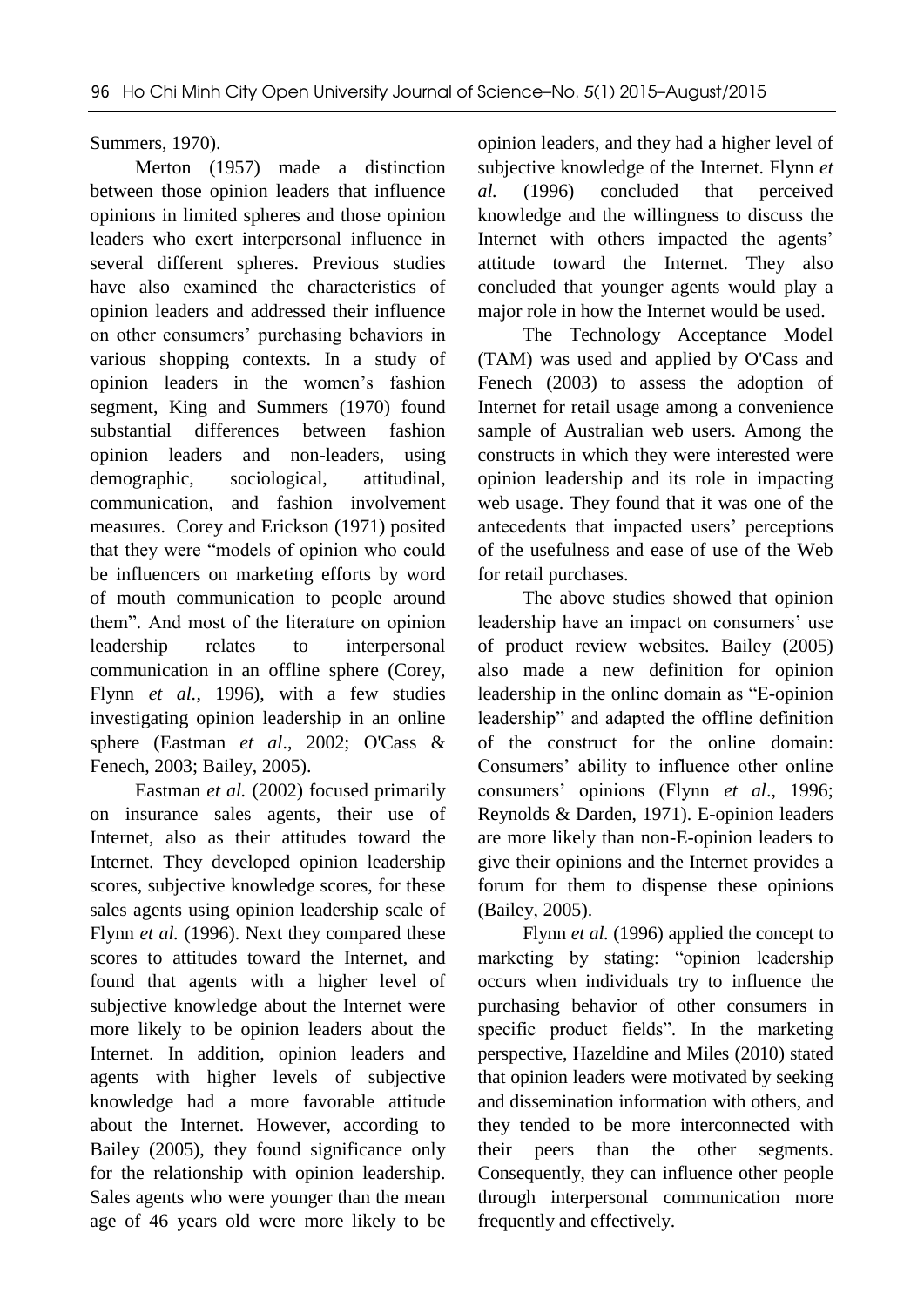Summers, 1970).

Merton (1957) made a distinction between those opinion leaders that influence opinions in limited spheres and those opinion leaders who exert interpersonal influence in several different spheres. Previous studies have also examined the characteristics of opinion leaders and addressed their influence on other consumers' purchasing behaviors in various shopping contexts. In a study of opinion leaders in the women's fashion segment, King and Summers (1970) found substantial differences between fashion opinion leaders and non-leaders, using demographic, sociological, attitudinal, communication, and fashion involvement measures. Corey and Erickson (1971) posited that they were "models of opinion who could be influencers on marketing efforts by word of mouth communication to people around them". And most of the literature on opinion leadership relates to interpersonal communication in an offline sphere (Corey, Flynn *et al.*, 1996), with a few studies investigating opinion leadership in an online sphere (Eastman *et al*., 2002; O'Cass & Fenech, 2003; Bailey, 2005).

Eastman *et al.* (2002) focused primarily on insurance sales agents, their use of Internet, also as their attitudes toward the Internet. They developed opinion leadership scores, subjective knowledge scores, for these sales agents using opinion leadership scale of Flynn *et al.* (1996). Next they compared these scores to attitudes toward the Internet, and found that agents with a higher level of subjective knowledge about the Internet were more likely to be opinion leaders about the Internet. In addition, opinion leaders and agents with higher levels of subjective knowledge had a more favorable attitude about the Internet. However, according to Bailey (2005), they found significance only for the relationship with opinion leadership. Sales agents who were younger than the mean age of 46 years old were more likely to be opinion leaders, and they had a higher level of subjective knowledge of the Internet. Flynn *et al.* (1996) concluded that perceived knowledge and the willingness to discuss the Internet with others impacted the agents' attitude toward the Internet. They also concluded that younger agents would play a major role in how the Internet would be used.

The Technology Acceptance Model (TAM) was used and applied by O'Cass and Fenech (2003) to assess the adoption of Internet for retail usage among a convenience sample of Australian web users. Among the constructs in which they were interested were opinion leadership and its role in impacting web usage. They found that it was one of the antecedents that impacted users' perceptions of the usefulness and ease of use of the Web for retail purchases.

The above studies showed that opinion leadership have an impact on consumers' use of product review websites. Bailey (2005) also made a new definition for opinion leadership in the online domain as "E-opinion leadership" and adapted the offline definition of the construct for the online domain: Consumers' ability to influence other online consumers' opinions (Flynn *et al*., 1996; Reynolds & Darden, 1971). E-opinion leaders are more likely than non-E-opinion leaders to give their opinions and the Internet provides a forum for them to dispense these opinions (Bailey, 2005).

Flynn *et al.* (1996) applied the concept to marketing by stating: "opinion leadership occurs when individuals try to influence the purchasing behavior of other consumers in specific product fields". In the marketing perspective, Hazeldine and Miles (2010) stated that opinion leaders were motivated by seeking and dissemination information with others, and they tended to be more interconnected with their peers than the other segments. Consequently, they can influence other people through interpersonal communication more frequently and effectively.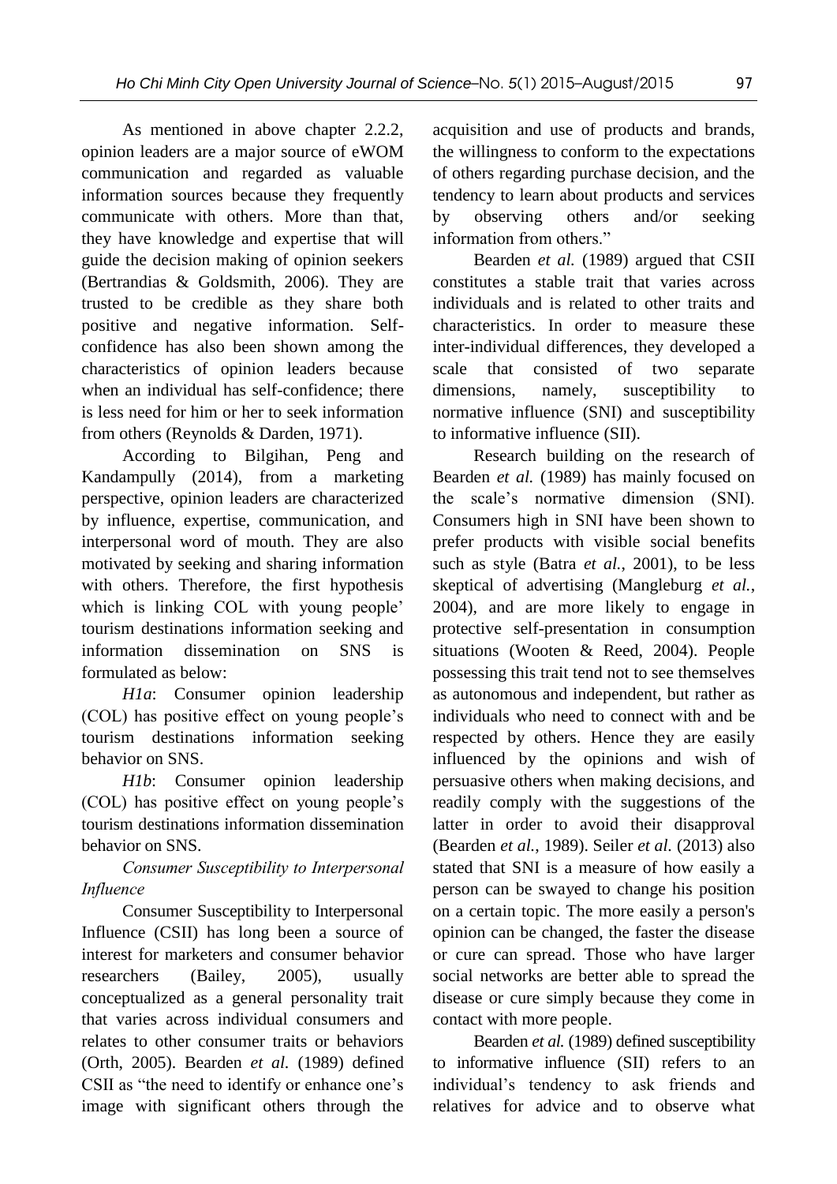As mentioned in above chapter 2.2.2, opinion leaders are a major source of eWOM communication and regarded as valuable information sources because they frequently communicate with others. More than that, they have knowledge and expertise that will guide the decision making of opinion seekers (Bertrandias & Goldsmith, 2006). They are trusted to be credible as they share both positive and negative information. Self-confidence has also been shown among the characteristics of opinion leaders because when an individual has self-confidence; there is less need for him or her to seek information from others (Reynolds & Darden, 1971).

According to Bilgihan, Peng and Kandampully (2014), from a marketing perspective, opinion leaders are characterized by influence, expertise, communication, and interpersonal word of mouth. They are also motivated by seeking and sharing information with others. Therefore, the first hypothesis which is linking COL with young people' tourism destinations information seeking and information dissemination on SNS is formulated as below:

*H1a*: Consumer opinion leadership (COL) has positive effect on young people's tourism destinations information seeking behavior on SNS.

*H1b*: Consumer opinion leadership (COL) has positive effect on young people's tourism destinations information dissemination behavior on SNS.

*Consumer Susceptibility to Interpersonal Influence*

Consumer Susceptibility to Interpersonal Influence (CSII) has long been a source of interest for marketers and consumer behavior researchers (Bailey, 2005), usually conceptualized as a general personality trait that varies across individual consumers and relates to other consumer traits or behaviors (Orth, 2005). Bearden *et al.* (1989) defined CSII as "the need to identify or enhance one's image with significant others through the acquisition and use of products and brands, the willingness to conform to the expectations of others regarding purchase decision, and the tendency to learn about products and services by observing others and/or seeking information from others."

Bearden *et al.* (1989) argued that CSII constitutes a stable trait that varies across individuals and is related to other traits and characteristics. In order to measure these inter-individual differences, they developed a scale that consisted of two separate dimensions, namely, susceptibility to normative influence (SNI) and susceptibility to informative influence (SII).

Research building on the research of Bearden *et al.* (1989) has mainly focused on the scale's normative dimension (SNI). Consumers high in SNI have been shown to prefer products with visible social benefits such as style (Batra *et al.*, 2001), to be less skeptical of advertising (Mangleburg *et al.*, 2004), and are more likely to engage in protective self-presentation in consumption situations (Wooten & Reed, 2004). People possessing this trait tend not to see themselves as autonomous and independent, but rather as individuals who need to connect with and be respected by others. Hence they are easily influenced by the opinions and wish of persuasive others when making decisions, and readily comply with the suggestions of the latter in order to avoid their disapproval (Bearden *et al.*, 1989). Seiler *et al.* (2013) also stated that SNI is a measure of how easily a person can be swayed to change his position on a certain topic. The more easily a person's opinion can be changed, the faster the disease or cure can spread. Those who have larger social networks are better able to spread the disease or cure simply because they come in contact with more people.

Bearden *et al.* (1989) defined susceptibility to informative influence (SII) refers to an individual's tendency to ask friends and relatives for advice and to observe what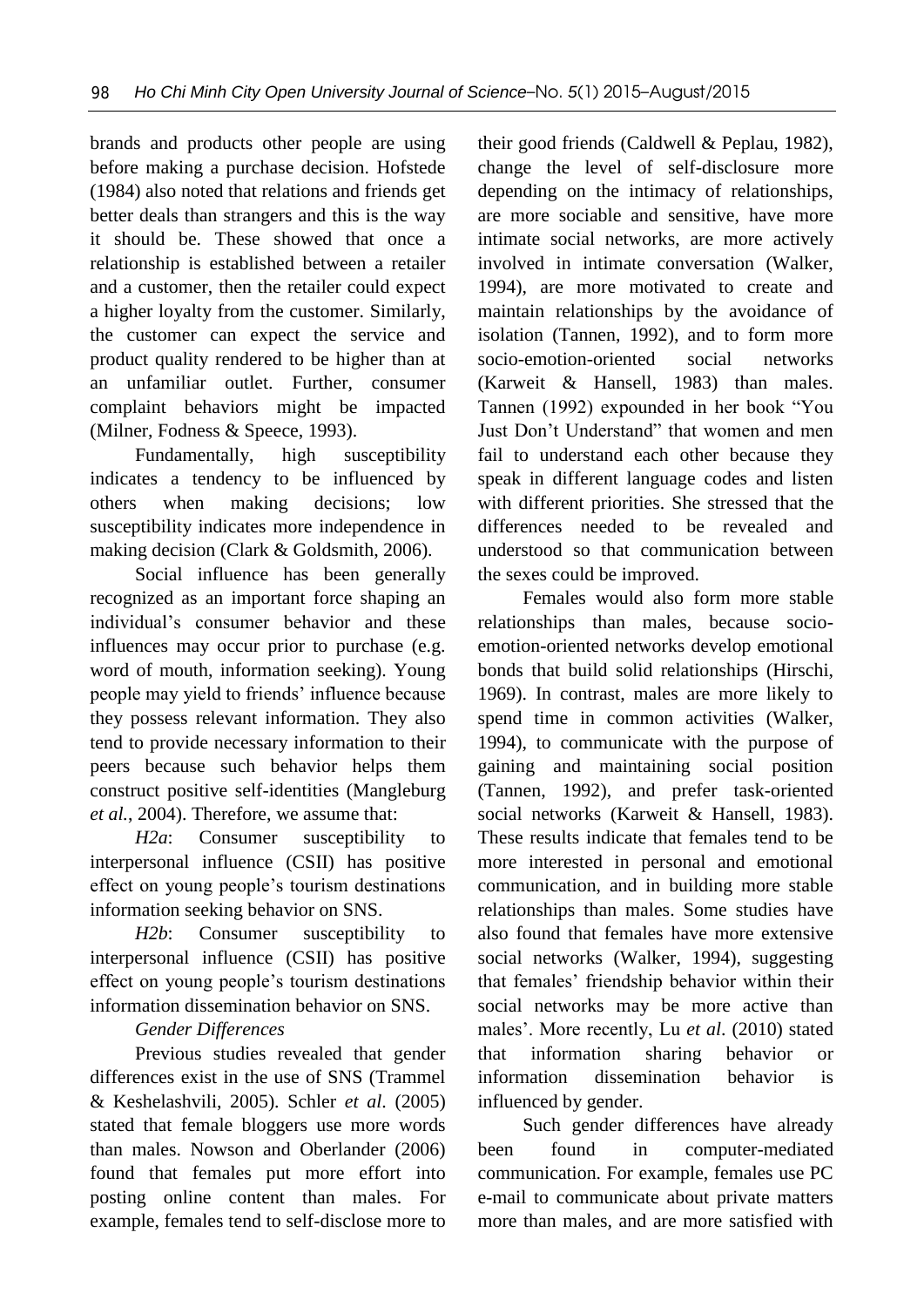brands and products other people are using before making a purchase decision. Hofstede (1984) also noted that relations and friends get better deals than strangers and this is the way it should be. These showed that once a relationship is established between a retailer and a customer, then the retailer could expect a higher loyalty from the customer. Similarly, the customer can expect the service and product quality rendered to be higher than at an unfamiliar outlet. Further, consumer complaint behaviors might be impacted (Milner, Fodness & Speece, 1993).

Fundamentally, high susceptibility indicates a tendency to be influenced by others when making decisions; low susceptibility indicates more independence in making decision (Clark & Goldsmith, 2006).

Social influence has been generally recognized as an important force shaping an individual's consumer behavior and these influences may occur prior to purchase (e.g. word of mouth, information seeking). Young people may yield to friends' influence because they possess relevant information. They also tend to provide necessary information to their peers because such behavior helps them construct positive self-identities (Mangleburg *et al.*, 2004). Therefore, we assume that:

*H2a*: Consumer susceptibility to interpersonal influence (CSII) has positive effect on young people's tourism destinations information seeking behavior on SNS.

*H2b*: Consumer susceptibility to interpersonal influence (CSII) has positive effect on young people's tourism destinations information dissemination behavior on SNS.

*Gender Differences*

Previous studies revealed that gender differences exist in the use of SNS (Trammel & Keshelashvili, 2005). Schler *et al*. (2005) stated that female bloggers use more words than males. Nowson and Oberlander (2006) found that females put more effort into posting online content than males. For example, females tend to self-disclose more to their good friends (Caldwell & Peplau, 1982), change the level of self-disclosure more depending on the intimacy of relationships, are more sociable and sensitive, have more intimate social networks, are more actively involved in intimate conversation (Walker, 1994), are more motivated to create and maintain relationships by the avoidance of isolation (Tannen, 1992), and to form more socio-emotion-oriented social networks (Karweit & Hansell, 1983) than males. Tannen (1992) expounded in her book "You Just Don't Understand" that women and men fail to understand each other because they speak in different language codes and listen with different priorities. She stressed that the differences needed to be revealed and understood so that communication between the sexes could be improved.

Females would also form more stable relationships than males, because socio-emotion-oriented networks develop emotional bonds that build solid relationships (Hirschi, 1969). In contrast, males are more likely to spend time in common activities (Walker, 1994), to communicate with the purpose of gaining and maintaining social position (Tannen, 1992), and prefer task-oriented social networks (Karweit & Hansell, 1983). These results indicate that females tend to be more interested in personal and emotional communication, and in building more stable relationships than males. Some studies have also found that females have more extensive social networks (Walker, 1994), suggesting that females' friendship behavior within their social networks may be more active than males'. More recently, Lu *et al*. (2010) stated that information sharing behavior or information dissemination behavior is influenced by gender.

Such gender differences have already been found in computer-mediated communication. For example, females use PC e-mail to communicate about private matters more than males, and are more satisfied with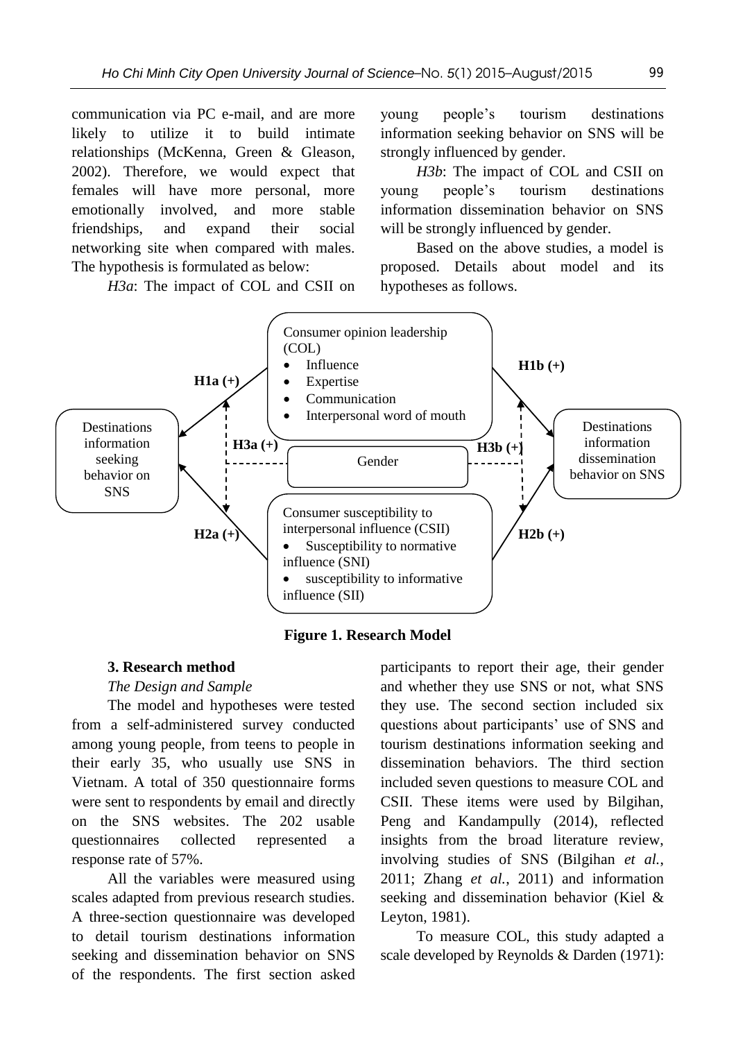communication via PC e-mail, and are more likely to utilize it to build intimate relationships (McKenna, Green & Gleason, 2002). Therefore, we would expect that females will have more personal, more emotionally involved, and more stable friendships, and expand their social networking site when compared with males. The hypothesis is formulated as below:

*H3a*: The impact of COL and CSII on young people's tourism destinations information seeking behavior on SNS will be strongly influenced by gender.

*H3b*: The impact of COL and CSII on young people's tourism destinations information dissemination behavior on SNS will be strongly influenced by gender.

Based on the above studies, a model is proposed. Details about model and its hypotheses as follows.

Consumer opinion leadership (COL)
- Influence
- Expertise
- Communication
- Interpersonal word of mouth

H1a (+) H1b (+)

Destinations information seeking behavior on SNS

H3a (+) Gender H3b (+)

Destinations information dissemination behavior on SNS

Consumer susceptibility to interpersonal influence (CSII)
- Susceptibility to normative influence (SNI)
- susceptibility to informative influence (SII)

H2a (+) H2b (+)

**Figure 1. Research Model**

### 3. Research method

*The Design and Sample*

The model and hypotheses were tested from a self-administered survey conducted among young people, from teens to people in their early 35, who usually use SNS in Vietnam. A total of 350 questionnaire forms were sent to respondents by email and directly on the SNS websites. The 202 usable questionnaires collected represented a response rate of 57%.

All the variables were measured using scales adapted from previous research studies. A three-section questionnaire was developed to detail tourism destinations information seeking and dissemination behavior on SNS of the respondents. The first section asked participants to report their age, their gender and whether they use SNS or not, what SNS they use. The second section included six questions about participants' use of SNS and tourism destinations information seeking and dissemination behaviors. The third section included seven questions to measure COL and CSII. These items were used by Bilgihan, Peng and Kandampully (2014), reflected insights from the broad literature review, involving studies of SNS (Bilgihan *et al.*, 2011; Zhang *et al.*, 2011) and information seeking and dissemination behavior (Kiel & Leyton, 1981).

To measure COL, this study adapted a scale developed by Reynolds & Darden (1971):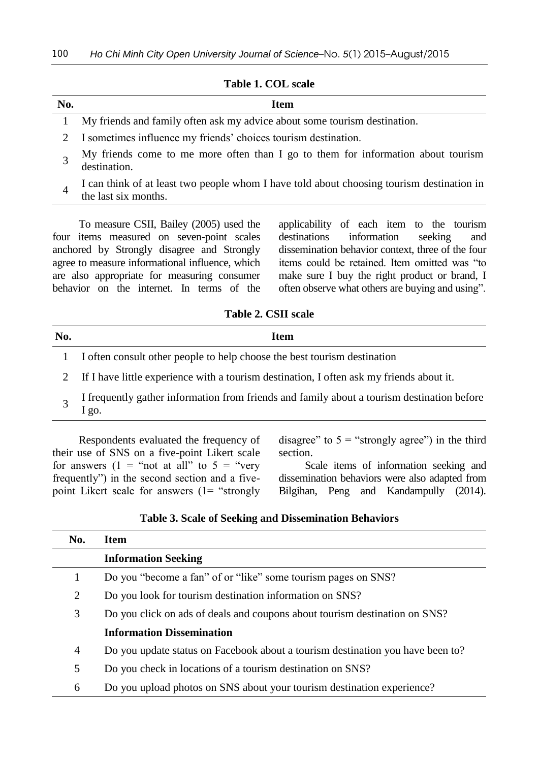**Table 1. COL scale**

| No. | Item |
|---|---|
| 1 | My friends and family often ask my advice about some tourism destination. |
| 2 | I sometimes influence my friends' choices tourism destination. |
| 3 | My friends come to me more often than I go to them for information about tourism destination. |
| 4 | I can think of at least two people whom I have told about choosing tourism destination in the last six months. |

To measure CSII, Bailey (2005) used the four items measured on seven-point scales anchored by Strongly disagree and Strongly agree to measure informational influence, which are also appropriate for measuring consumer behavior on the internet. In terms of the applicability of each item to the tourism destinations information seeking and dissemination behavior context, three of the four items could be retained. Item omitted was "to make sure I buy the right product or brand, I often observe what others are buying and using".

**Table 2. CSII scale**

| No. | Item |
|---|---|
| 1 | I often consult other people to help choose the best tourism destination |
| 2 | If I have little experience with a tourism destination, I often ask my friends about it. |
| 3 | I frequently gather information from friends and family about a tourism destination before I go. |

Respondents evaluated the frequency of their use of SNS on a five-point Likert scale for answers (1 = "not at all" to 5 = "very frequently") in the second section and a five-point Likert scale for answers (1= "strongly disagree" to 5 = "strongly agree") in the third section.

Scale items of information seeking and dissemination behaviors were also adapted from Bilgihan, Peng and Kandampully (2014).

**Table 3. Scale of Seeking and Dissemination Behaviors**

| No. | Item |
|---|---|
| | **Information Seeking** |
| 1 | Do you "become a fan" of or "like" some tourism pages on SNS? |
| 2 | Do you look for tourism destination information on SNS? |
| 3 | Do you click on ads of deals and coupons about tourism destination on SNS? |
| | **Information Dissemination** |
| 4 | Do you update status on Facebook about a tourism destination you have been to? |
| 5 | Do you check in locations of a tourism destination on SNS? |
| 6 | Do you upload photos on SNS about your tourism destination experience? |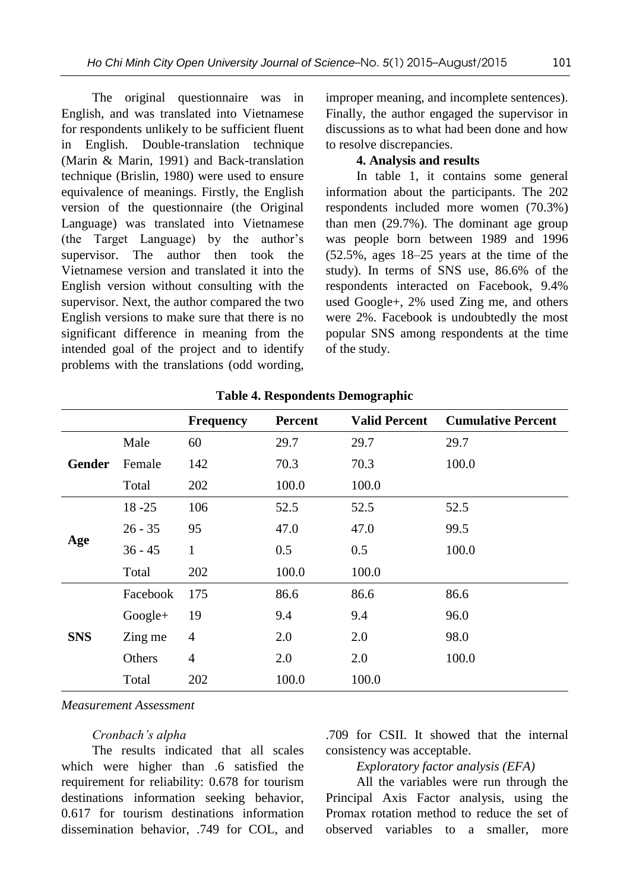The original questionnaire was in English, and was translated into Vietnamese for respondents unlikely to be sufficient fluent in English. Double-translation technique (Marin & Marin, 1991) and Back-translation technique (Brislin, 1980) were used to ensure equivalence of meanings. Firstly, the English version of the questionnaire (the Original Language) was translated into Vietnamese (the Target Language) by the author's supervisor. The author then took the Vietnamese version and translated it into the English version without consulting with the supervisor. Next, the author compared the two English versions to make sure that there is no significant difference in meaning from the intended goal of the project and to identify problems with the translations (odd wording, improper meaning, and incomplete sentences). Finally, the author engaged the supervisor in discussions as to what had been done and how to resolve discrepancies.

**4. Analysis and results**

In table 1, it contains some general information about the participants. The 202 respondents included more women (70.3%) than men (29.7%). The dominant age group was people born between 1989 and 1996 (52.5%, ages 18–25 years at the time of the study). In terms of SNS use, 86.6% of the respondents interacted on Facebook, 9.4% used Google+, 2% used Zing me, and others were 2%. Facebook is undoubtedly the most popular SNS among respondents at the time of the study.

**Table 4. Respondents Demographic**

| | | Frequency | Percent | Valid Percent | Cumulative Percent |
|---|---|---|---|---|---|
| **Gender** | Male | 60 | 29.7 | 29.7 | 29.7 |
| | Female | 142 | 70.3 | 70.3 | 100.0 |
| | Total | 202 | 100.0 | 100.0 | |
| **Age** | 18 -25 | 106 | 52.5 | 52.5 | 52.5 |
| | 26 - 35 | 95 | 47.0 | 47.0 | 99.5 |
| | 36 - 45 | 1 | 0.5 | 0.5 | 100.0 |
| | Total | 202 | 100.0 | 100.0 | |
| **SNS** | Facebook | 175 | 86.6 | 86.6 | 86.6 |
| | Google+ | 19 | 9.4 | 9.4 | 96.0 |
| | Zing me | 4 | 2.0 | 2.0 | 98.0 |
| | Others | 4 | 2.0 | 2.0 | 100.0 |
| | Total | 202 | 100.0 | 100.0 | |

*Measurement Assessment*

*Cronbach's alpha*

The results indicated that all scales which were higher than .6 satisfied the requirement for reliability: 0.678 for tourism destinations information seeking behavior, 0.617 for tourism destinations information dissemination behavior, .749 for COL, and .709 for CSII. It showed that the internal consistency was acceptable.

*Exploratory factor analysis (EFA)*

All the variables were run through the Principal Axis Factor analysis, using the Promax rotation method to reduce the set of observed variables to a smaller, more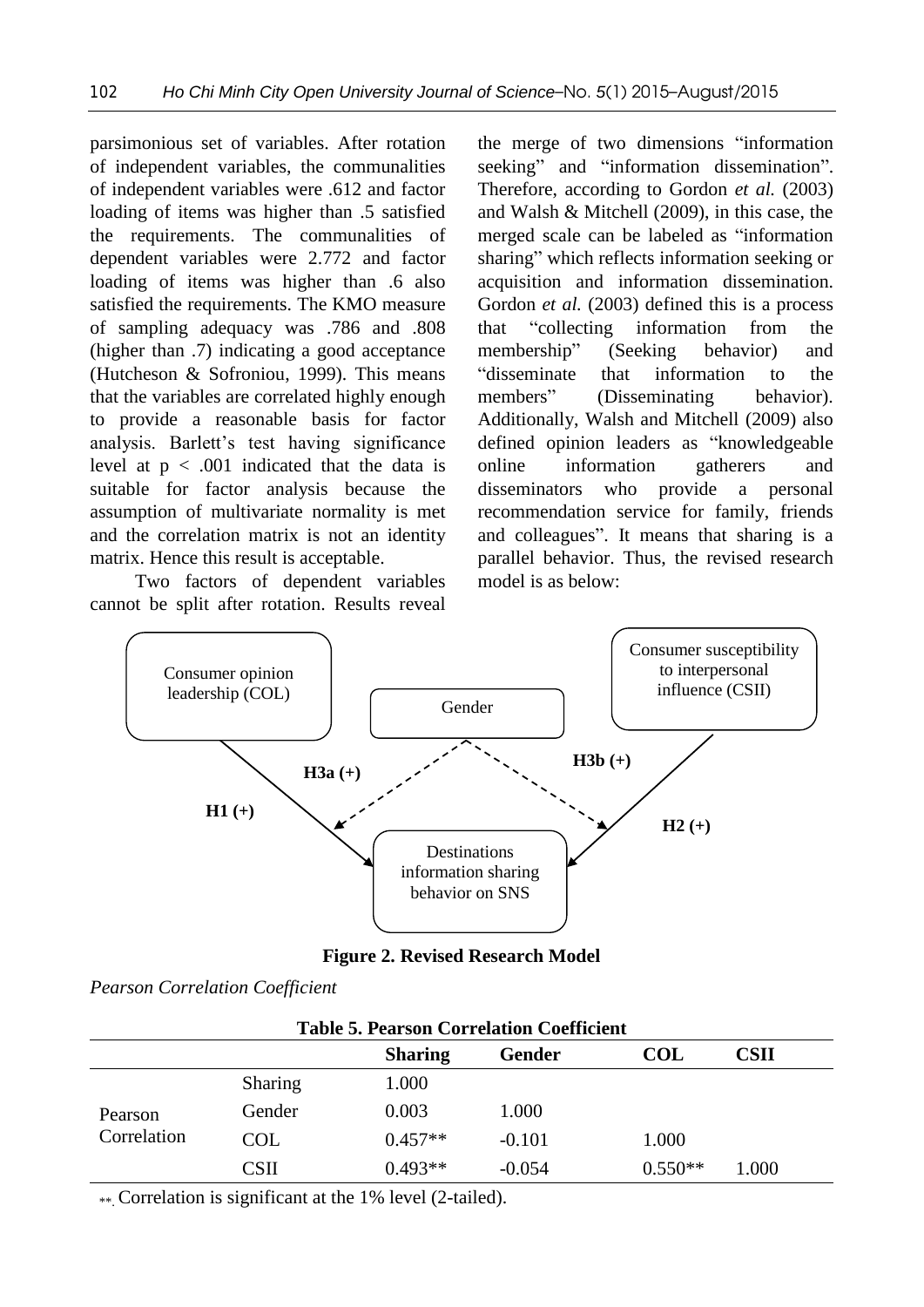parsimonious set of variables. After rotation of independent variables, the communalities of independent variables were .612 and factor loading of items was higher than .5 satisfied the requirements. The communalities of dependent variables were 2.772 and factor loading of items was higher than .6 also satisfied the requirements. The KMO measure of sampling adequacy was .786 and .808 (higher than .7) indicating a good acceptance (Hutcheson & Sofroniou, 1999). This means that the variables are correlated highly enough to provide a reasonable basis for factor analysis. Barlett's test having significance level at $p < .001$ indicated that the data is suitable for factor analysis because the assumption of multivariate normality is met and the correlation matrix is not an identity matrix. Hence this result is acceptable.

Two factors of dependent variables cannot be split after rotation. Results reveal the merge of two dimensions "information seeking" and "information dissemination". Therefore, according to Gordon *et al.* (2003) and Walsh & Mitchell (2009), in this case, the merged scale can be labeled as "information sharing" which reflects information seeking or acquisition and information dissemination. Gordon *et al.* (2003) defined this is a process that "collecting information from the membership" (Seeking behavior) and "disseminate that information to the members" (Disseminating behavior). Additionally, Walsh and Mitchell (2009) also defined opinion leaders as "knowledgeable online information gatherers and disseminators who provide a personal recommendation service for family, friends and colleagues". It means that sharing is a parallel behavior. Thus, the revised research model is as below:

Consumer opinion leadership (COL)

Gender

Consumer susceptibility to interpersonal influence (CSII)

H1 (+)

H3a (+)

H3b (+)

H2 (+)

Destinations information sharing behavior on SNS

**Figure 2. Revised Research Model**

*Pearson Correlation Coefficient*

**Table 5. Pearson Correlation Coefficient**

| | | Sharing | Gender | COL | CSII |
|---|---|---|---|---|---|
| Pearson Correlation | Sharing | 1.000 | | | |
| | Gender | 0.003 | 1.000 | | |
| | COL | 0.457** | -0.101 | 1.000 | |
| | CSII | 0.493** | -0.054 | 0.550** | 1.000 |

**. Correlation is significant at the 1% level (2-tailed).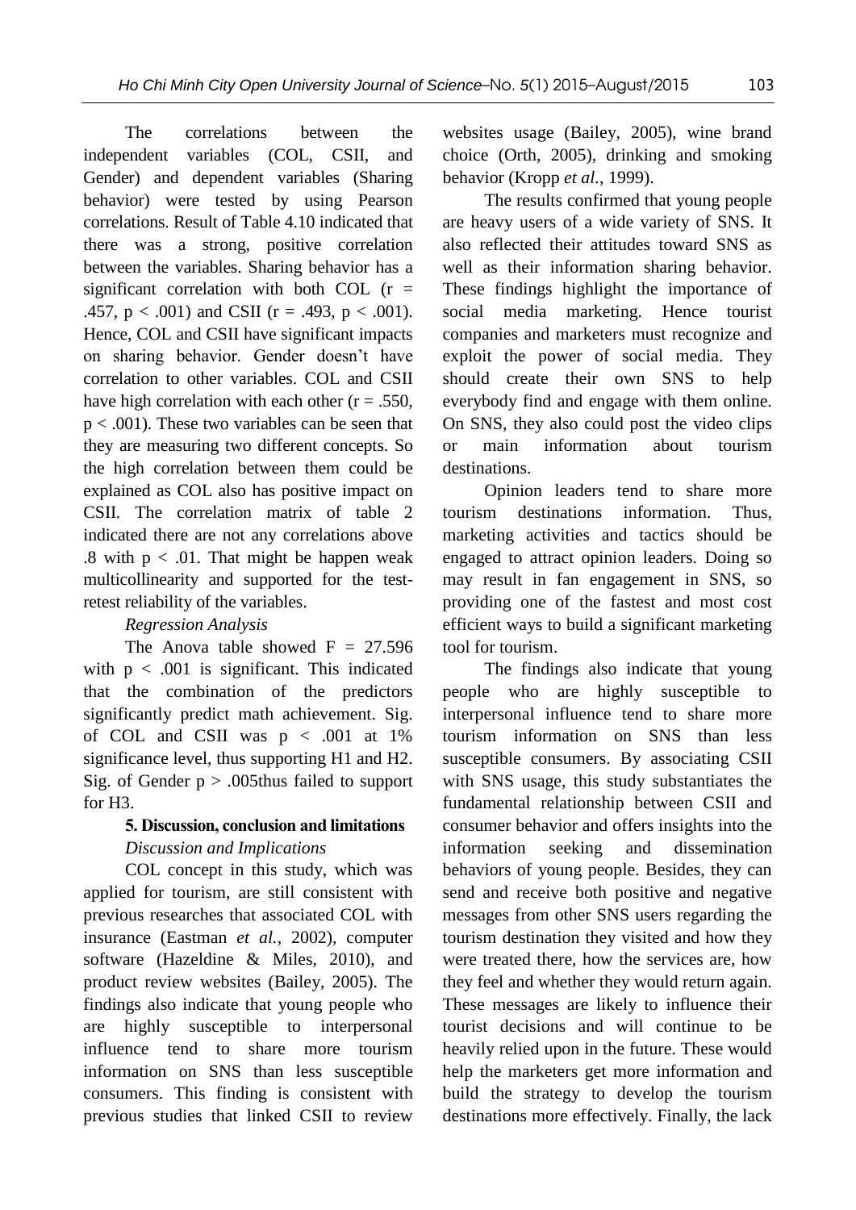The correlations between the independent variables (COL, CSII, and Gender) and dependent variables (Sharing behavior) were tested by using Pearson correlations. Result of Table 4.10 indicated that there was a strong, positive correlation between the variables. Sharing behavior has a significant correlation with both COL ($r = .457$, $p < .001$) and CSII ($r = .493$, $p < .001$). Hence, COL and CSII have significant impacts on sharing behavior. Gender doesn't have correlation to other variables. COL and CSII have high correlation with each other ($r = .550$, $p < .001$). These two variables can be seen that they are measuring two different concepts. So the high correlation between them could be explained as COL also has positive impact on CSII. The correlation matrix of table 2 indicated there are not any correlations above .8 with $p < .01$. That might be happen weak multicollinearity and supported for the test-retest reliability of the variables.

*Regression Analysis*

The Anova table showed $F = 27.596$ with $p < .001$ is significant. This indicated that the combination of the predictors significantly predict math achievement. Sig. of COL and CSII was $p < .001$ at 1% significance level, thus supporting H1 and H2. Sig. of Gender $p > .005$thus failed to support for H3.

## 5. Discussion, conclusion and limitations

*Discussion and Implications*

COL concept in this study, which was applied for tourism, are still consistent with previous researches that associated COL with insurance (Eastman *et al.*, 2002), computer software (Hazeldine & Miles, 2010), and product review websites (Bailey, 2005). The findings also indicate that young people who are highly susceptible to interpersonal influence tend to share more tourism information on SNS than less susceptible consumers. This finding is consistent with previous studies that linked CSII to review websites usage (Bailey, 2005), wine brand choice (Orth, 2005), drinking and smoking behavior (Kropp *et al.*, 1999).

The results confirmed that young people are heavy users of a wide variety of SNS. It also reflected their attitudes toward SNS as well as their information sharing behavior. These findings highlight the importance of social media marketing. Hence tourist companies and marketers must recognize and exploit the power of social media. They should create their own SNS to help everybody find and engage with them online. On SNS, they also could post the video clips or main information about tourism destinations.

Opinion leaders tend to share more tourism destinations information. Thus, marketing activities and tactics should be engaged to attract opinion leaders. Doing so may result in fan engagement in SNS, so providing one of the fastest and most cost efficient ways to build a significant marketing tool for tourism.

The findings also indicate that young people who are highly susceptible to interpersonal influence tend to share more tourism information on SNS than less susceptible consumers. By associating CSII with SNS usage, this study substantiates the fundamental relationship between CSII and consumer behavior and offers insights into the information seeking and dissemination behaviors of young people. Besides, they can send and receive both positive and negative messages from other SNS users regarding the tourism destination they visited and how they were treated there, how the services are, how they feel and whether they would return again. These messages are likely to influence their tourist decisions and will continue to be heavily relied upon in the future. These would help the marketers get more information and build the strategy to develop the tourism destinations more effectively. Finally, the lack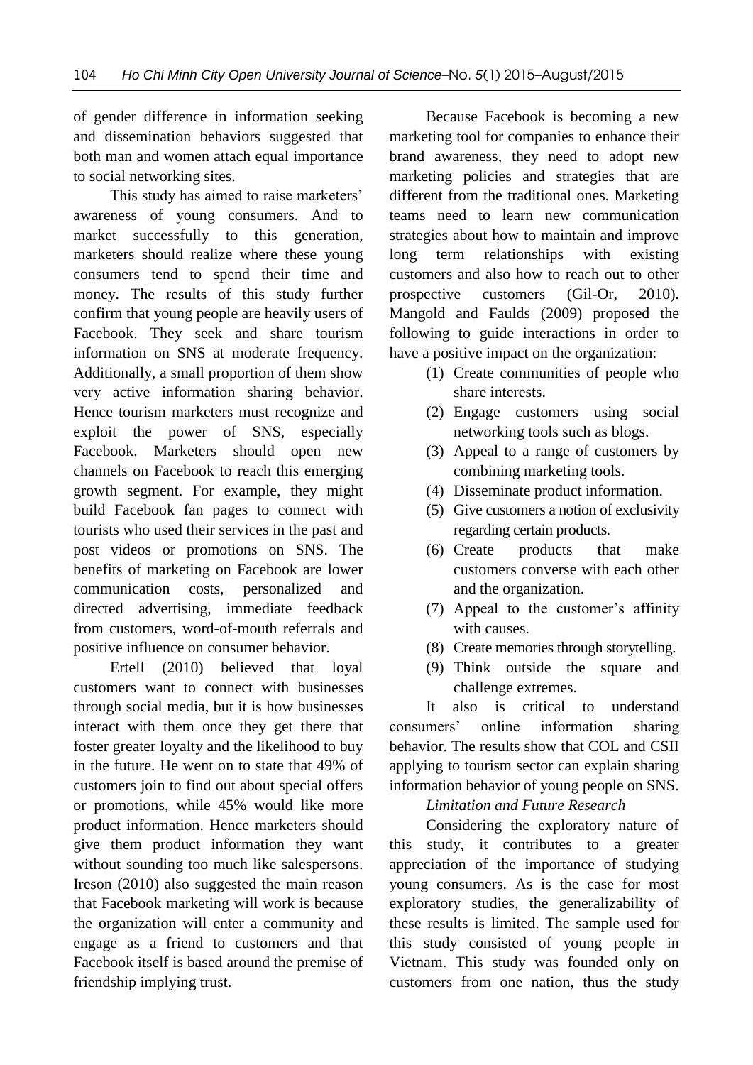of gender difference in information seeking and dissemination behaviors suggested that both man and women attach equal importance to social networking sites.

This study has aimed to raise marketers' awareness of young consumers. And to market successfully to this generation, marketers should realize where these young consumers tend to spend their time and money. The results of this study further confirm that young people are heavily users of Facebook. They seek and share tourism information on SNS at moderate frequency. Additionally, a small proportion of them show very active information sharing behavior. Hence tourism marketers must recognize and exploit the power of SNS, especially Facebook. Marketers should open new channels on Facebook to reach this emerging growth segment. For example, they might build Facebook fan pages to connect with tourists who used their services in the past and post videos or promotions on SNS. The benefits of marketing on Facebook are lower communication costs, personalized and directed advertising, immediate feedback from customers, word-of-mouth referrals and positive influence on consumer behavior.

Ertell (2010) believed that loyal customers want to connect with businesses through social media, but it is how businesses interact with them once they get there that foster greater loyalty and the likelihood to buy in the future. He went on to state that 49% of customers join to find out about special offers or promotions, while 45% would like more product information. Hence marketers should give them product information they want without sounding too much like salespersons. Ireson (2010) also suggested the main reason that Facebook marketing will work is because the organization will enter a community and engage as a friend to customers and that Facebook itself is based around the premise of friendship implying trust.

Because Facebook is becoming a new marketing tool for companies to enhance their brand awareness, they need to adopt new marketing policies and strategies that are different from the traditional ones. Marketing teams need to learn new communication strategies about how to maintain and improve long term relationships with existing customers and also how to reach out to other prospective customers (Gil-Or, 2010). Mangold and Faulds (2009) proposed the following to guide interactions in order to have a positive impact on the organization:

(1) Create communities of people who share interests.
(2) Engage customers using social networking tools such as blogs.
(3) Appeal to a range of customers by combining marketing tools.
(4) Disseminate product information.
(5) Give customers a notion of exclusivity regarding certain products.
(6) Create products that make customers converse with each other and the organization.
(7) Appeal to the customer's affinity with causes.
(8) Create memories through storytelling.
(9) Think outside the square and challenge extremes.

It also is critical to understand consumers' online information sharing behavior. The results show that COL and CSII applying to tourism sector can explain sharing information behavior of young people on SNS.

*Limitation and Future Research*

Considering the exploratory nature of this study, it contributes to a greater appreciation of the importance of studying young consumers. As is the case for most exploratory studies, the generalizability of these results is limited. The sample used for this study consisted of young people in Vietnam. This study was founded only on customers from one nation, thus the study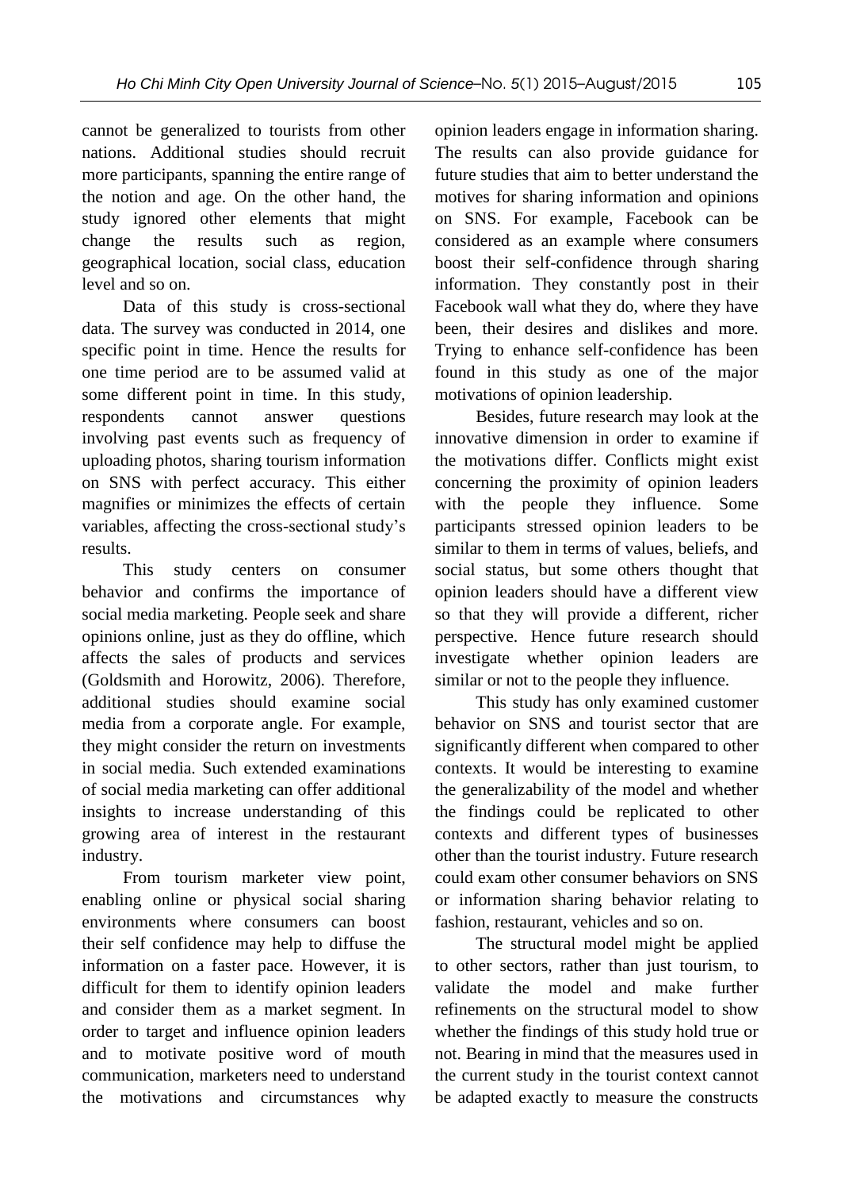cannot be generalized to tourists from other nations. Additional studies should recruit more participants, spanning the entire range of the notion and age. On the other hand, the study ignored other elements that might change the results such as region, geographical location, social class, education level and so on.

Data of this study is cross-sectional data. The survey was conducted in 2014, one specific point in time. Hence the results for one time period are to be assumed valid at some different point in time. In this study, respondents cannot answer questions involving past events such as frequency of uploading photos, sharing tourism information on SNS with perfect accuracy. This either magnifies or minimizes the effects of certain variables, affecting the cross-sectional study's results.

This study centers on consumer behavior and confirms the importance of social media marketing. People seek and share opinions online, just as they do offline, which affects the sales of products and services (Goldsmith and Horowitz, 2006). Therefore, additional studies should examine social media from a corporate angle. For example, they might consider the return on investments in social media. Such extended examinations of social media marketing can offer additional insights to increase understanding of this growing area of interest in the restaurant industry.

From tourism marketer view point, enabling online or physical social sharing environments where consumers can boost their self confidence may help to diffuse the information on a faster pace. However, it is difficult for them to identify opinion leaders and consider them as a market segment. In order to target and influence opinion leaders and to motivate positive word of mouth communication, marketers need to understand the motivations and circumstances why opinion leaders engage in information sharing. The results can also provide guidance for future studies that aim to better understand the motives for sharing information and opinions on SNS. For example, Facebook can be considered as an example where consumers boost their self-confidence through sharing information. They constantly post in their Facebook wall what they do, where they have been, their desires and dislikes and more. Trying to enhance self-confidence has been found in this study as one of the major motivations of opinion leadership.

Besides, future research may look at the innovative dimension in order to examine if the motivations differ. Conflicts might exist concerning the proximity of opinion leaders with the people they influence. Some participants stressed opinion leaders to be similar to them in terms of values, beliefs, and social status, but some others thought that opinion leaders should have a different view so that they will provide a different, richer perspective. Hence future research should investigate whether opinion leaders are similar or not to the people they influence.

This study has only examined customer behavior on SNS and tourist sector that are significantly different when compared to other contexts. It would be interesting to examine the generalizability of the model and whether the findings could be replicated to other contexts and different types of businesses other than the tourist industry. Future research could exam other consumer behaviors on SNS or information sharing behavior relating to fashion, restaurant, vehicles and so on.

The structural model might be applied to other sectors, rather than just tourism, to validate the model and make further refinements on the structural model to show whether the findings of this study hold true or not. Bearing in mind that the measures used in the current study in the tourist context cannot be adapted exactly to measure the constructs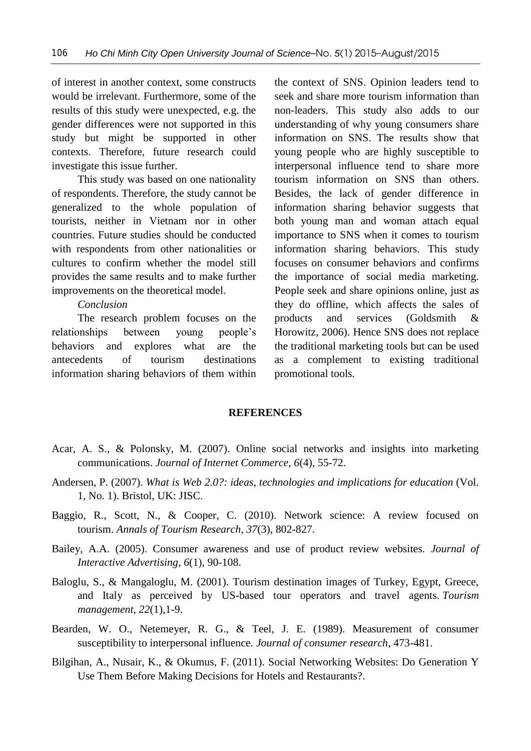of interest in another context, some constructs would be irrelevant. Furthermore, some of the results of this study were unexpected, e.g. the gender differences were not supported in this study but might be supported in other contexts. Therefore, future research could investigate this issue further.

This study was based on one nationality of respondents. Therefore, the study cannot be generalized to the whole population of tourists, neither in Vietnam nor in other countries. Future studies should be conducted with respondents from other nationalities or cultures to confirm whether the model still provides the same results and to make further improvements on the theoretical model.

*Conclusion*

The research problem focuses on the relationships between young people's behaviors and explores what are the antecedents of tourism destinations information sharing behaviors of them within the context of SNS. Opinion leaders tend to seek and share more tourism information than non-leaders. This study also adds to our understanding of why young consumers share information on SNS. The results show that young people who are highly susceptible to interpersonal influence tend to share more tourism information on SNS than others. Besides, the lack of gender difference in information sharing behavior suggests that both young man and woman attach equal importance to SNS when it comes to tourism information sharing behaviors. This study focuses on consumer behaviors and confirms the importance of social media marketing. People seek and share opinions online, just as they do offline, which affects the sales of products and services (Goldsmith & Horowitz, 2006). Hence SNS does not replace the traditional marketing tools but can be used as a complement to existing traditional promotional tools.

## REFERENCES

Acar, A. S., & Polonsky, M. (2007). Online social networks and insights into marketing communications. *Journal of Internet Commerce*, *6*(4), 55-72.

Andersen, P. (2007). *What is Web 2.0?: ideas, technologies and implications for education* (Vol. 1, No. 1). Bristol, UK: JISC.

Baggio, R., Scott, N., & Cooper, C. (2010). Network science: A review focused on tourism. *Annals of Tourism Research*, *37*(3), 802-827.

Bailey, A.A. (2005). Consumer awareness and use of product review websites. *Journal of Interactive Advertising*, *6*(1), 90-108.

Baloglu, S., & Mangaloglu, M. (2001). Tourism destination images of Turkey, Egypt, Greece, and Italy as perceived by US-based tour operators and travel agents. *Tourism management*, *22*(1),1-9.

Bearden, W. O., Netemeyer, R. G., & Teel, J. E. (1989). Measurement of consumer susceptibility to interpersonal influence. *Journal of consumer research*, 473-481.

Bilgihan, A., Nusair, K., & Okumus, F. (2011). Social Networking Websites: Do Generation Y Use Them Before Making Decisions for Hotels and Restaurants?.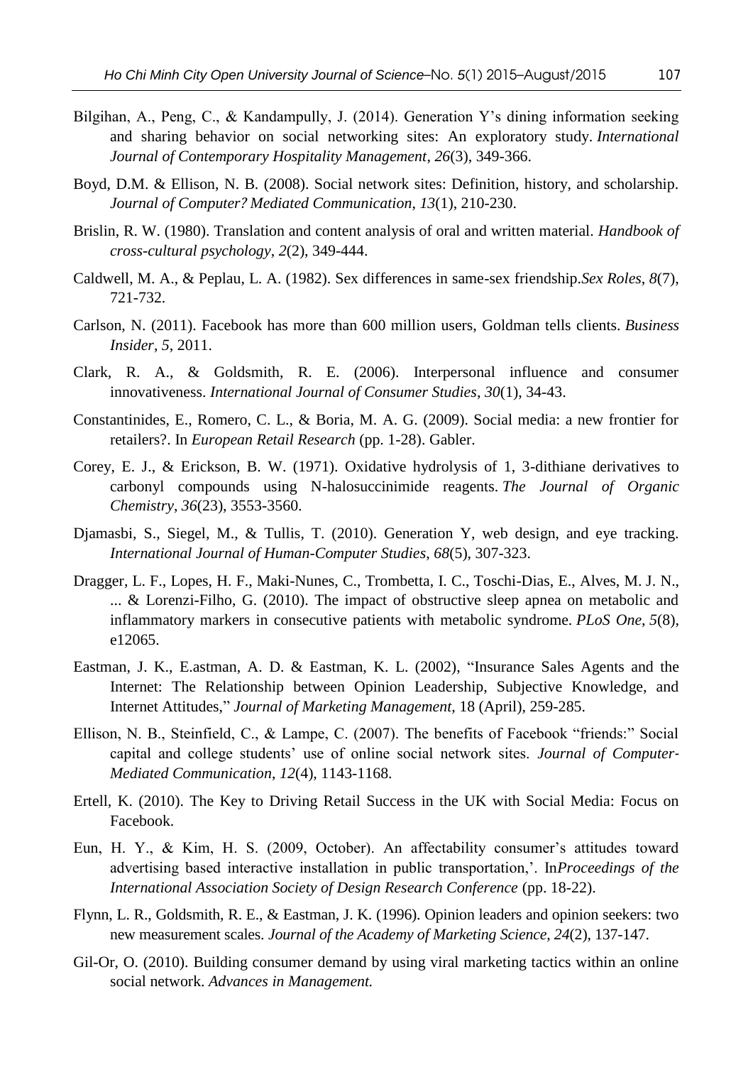Bilgihan, A., Peng, C., & Kandampully, J. (2014). Generation Y's dining information seeking and sharing behavior on social networking sites: An exploratory study. *International Journal of Contemporary Hospitality Management*, *26*(3), 349-366.

Boyd, D.M. & Ellison, N. B. (2008). Social network sites: Definition, history, and scholarship. *Journal of Computer? Mediated Communication*, *13*(1), 210-230.

Brislin, R. W. (1980). Translation and content analysis of oral and written material. *Handbook of cross-cultural psychology*, *2*(2), 349-444.

Caldwell, M. A., & Peplau, L. A. (1982). Sex differences in same-sex friendship.*Sex Roles*, *8*(7), 721-732.

Carlson, N. (2011). Facebook has more than 600 million users, Goldman tells clients. *Business Insider*, *5*, 2011.

Clark, R. A., & Goldsmith, R. E. (2006). Interpersonal influence and consumer innovativeness. *International Journal of Consumer Studies*, *30*(1), 34-43.

Constantinides, E., Romero, C. L., & Boria, M. A. G. (2009). Social media: a new frontier for retailers?. In *European Retail Research* (pp. 1-28). Gabler.

Corey, E. J., & Erickson, B. W. (1971). Oxidative hydrolysis of 1, 3-dithiane derivatives to carbonyl compounds using N-halosuccinimide reagents. *The Journal of Organic Chemistry*, *36*(23), 3553-3560.

Djamasbi, S., Siegel, M., & Tullis, T. (2010). Generation Y, web design, and eye tracking. *International Journal of Human-Computer Studies*, *68*(5), 307-323.

Dragger, L. F., Lopes, H. F., Maki-Nunes, C., Trombetta, I. C., Toschi-Dias, E., Alves, M. J. N., ... & Lorenzi-Filho, G. (2010). The impact of obstructive sleep apnea on metabolic and inflammatory markers in consecutive patients with metabolic syndrome. *PLoS One*, *5*(8), e12065.

Eastman, J. K., E.astman, A. D. & Eastman, K. L. (2002), "Insurance Sales Agents and the Internet: The Relationship between Opinion Leadership, Subjective Knowledge, and Internet Attitudes," *Journal of Marketing Management*, 18 (April), 259-285.

Ellison, N. B., Steinfield, C., & Lampe, C. (2007). The benefits of Facebook "friends:" Social capital and college students' use of online social network sites. *Journal of Computer-Mediated Communication*, *12*(4), 1143-1168.

Ertell, K. (2010). The Key to Driving Retail Success in the UK with Social Media: Focus on Facebook.

Eun, H. Y., & Kim, H. S. (2009, October). An affectability consumer's attitudes toward advertising based interactive installation in public transportation,'. In*Proceedings of the International Association Society of Design Research Conference* (pp. 18-22).

Flynn, L. R., Goldsmith, R. E., & Eastman, J. K. (1996). Opinion leaders and opinion seekers: two new measurement scales. *Journal of the Academy of Marketing Science*, *24*(2), 137-147.

Gil-Or, O. (2010). Building consumer demand by using viral marketing tactics within an online social network. *Advances in Management.*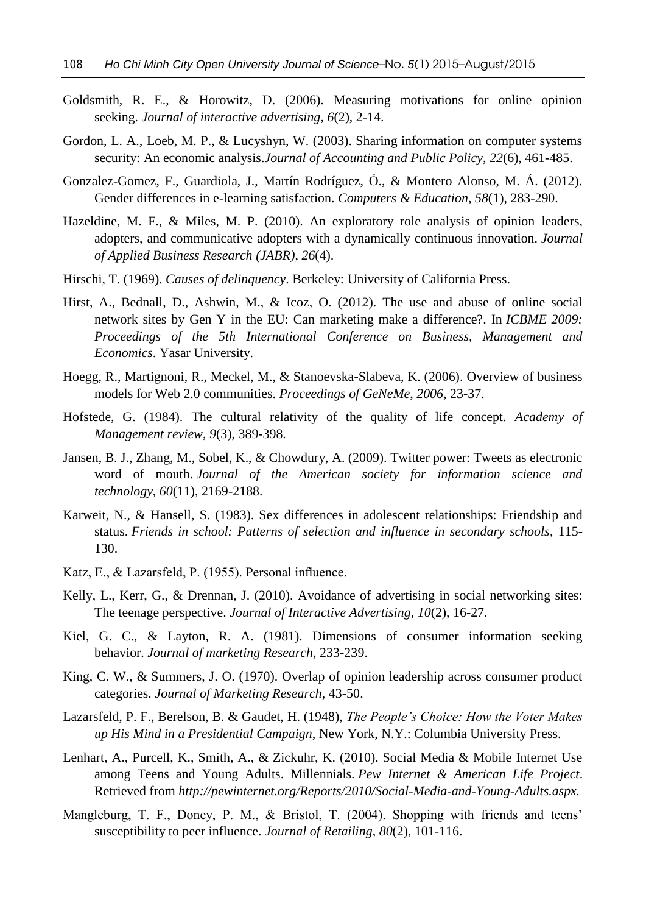Goldsmith, R. E., & Horowitz, D. (2006). Measuring motivations for online opinion seeking. *Journal of interactive advertising*, *6*(2), 2-14.

Gordon, L. A., Loeb, M. P., & Lucyshyn, W. (2003). Sharing information on computer systems security: An economic analysis.*Journal of Accounting and Public Policy*, *22*(6), 461-485.

Gonzalez-Gomez, F., Guardiola, J., Martín Rodríguez, Ó., & Montero Alonso, M. Á. (2012). Gender differences in e-learning satisfaction. *Computers & Education*, *58*(1), 283-290.

Hazeldine, M. F., & Miles, M. P. (2010). An exploratory role analysis of opinion leaders, adopters, and communicative adopters with a dynamically continuous innovation. *Journal of Applied Business Research (JABR)*, *26*(4).

Hirschi, T. (1969). *Causes of delinquency*. Berkeley: University of California Press.

Hirst, A., Bednall, D., Ashwin, M., & Icoz, O. (2012). The use and abuse of online social network sites by Gen Y in the EU: Can marketing make a difference?. In *ICBME 2009: Proceedings of the 5th International Conference on Business, Management and Economics*. Yasar University.

Hoegg, R., Martignoni, R., Meckel, M., & Stanoevska-Slabeva, K. (2006). Overview of business models for Web 2.0 communities. *Proceedings of GeNeMe*, *2006*, 23-37.

Hofstede, G. (1984). The cultural relativity of the quality of life concept. *Academy of Management review*, *9*(3), 389-398.

Jansen, B. J., Zhang, M., Sobel, K., & Chowdury, A. (2009). Twitter power: Tweets as electronic word of mouth. *Journal of the American society for information science and technology*, *60*(11), 2169-2188.

Karweit, N., & Hansell, S. (1983). Sex differences in adolescent relationships: Friendship and status. *Friends in school: Patterns of selection and influence in secondary schools*, 115-130.

Katz, E., & Lazarsfeld, P. (1955). Personal influence.

Kelly, L., Kerr, G., & Drennan, J. (2010). Avoidance of advertising in social networking sites: The teenage perspective. *Journal of Interactive Advertising*, *10*(2), 16-27.

Kiel, G. C., & Layton, R. A. (1981). Dimensions of consumer information seeking behavior. *Journal of marketing Research*, 233-239.

King, C. W., & Summers, J. O. (1970). Overlap of opinion leadership across consumer product categories. *Journal of Marketing Research*, 43-50.

Lazarsfeld, P. F., Berelson, B. & Gaudet, H. (1948), *The People's Choice: How the Voter Makes up His Mind in a Presidential Campaign*, New York, N.Y.: Columbia University Press.

Lenhart, A., Purcell, K., Smith, A., & Zickuhr, K. (2010). Social Media & Mobile Internet Use among Teens and Young Adults. Millennials. *Pew Internet & American Life Project*. Retrieved from *http://pewinternet.org/Reports/2010/Social-Media-and-Young-Adults.aspx.*

Mangleburg, T. F., Doney, P. M., & Bristol, T. (2004). Shopping with friends and teens' susceptibility to peer influence. *Journal of Retailing*, *80*(2), 101-116.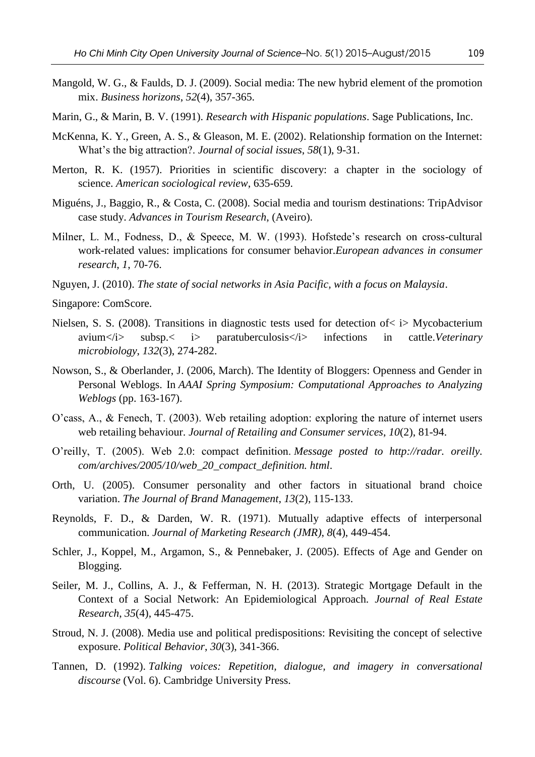Mangold, W. G., & Faulds, D. J. (2009). Social media: The new hybrid element of the promotion mix. *Business horizons*, *52*(4), 357-365.

Marin, G., & Marin, B. V. (1991). *Research with Hispanic populations*. Sage Publications, Inc.

McKenna, K. Y., Green, A. S., & Gleason, M. E. (2002). Relationship formation on the Internet: What's the big attraction?. *Journal of social issues*, *58*(1), 9-31.

Merton, R. K. (1957). Priorities in scientific discovery: a chapter in the sociology of science. *American sociological review*, 635-659.

Miguéns, J., Baggio, R., & Costa, C. (2008). Social media and tourism destinations: TripAdvisor case study. *Advances in Tourism Research*, (Aveiro).

Milner, L. M., Fodness, D., & Speece, M. W. (1993). Hofstede's research on cross-cultural work-related values: implications for consumer behavior.*European advances in consumer research*, *1*, 70-76.

Nguyen, J. (2010). *The state of social networks in Asia Pacific, with a focus on Malaysia*.

Singapore: ComScore.

Nielsen, S. S. (2008). Transitions in diagnostic tests used for detection of< i> Mycobacterium avium</i> subsp.< i> paratuberculosis</i> infections in cattle.*Veterinary microbiology*, *132*(3), 274-282.

Nowson, S., & Oberlander, J. (2006, March). The Identity of Bloggers: Openness and Gender in Personal Weblogs. In *AAAI Spring Symposium: Computational Approaches to Analyzing Weblogs* (pp. 163-167).

O'cass, A., & Fenech, T. (2003). Web retailing adoption: exploring the nature of internet users web retailing behaviour. *Journal of Retailing and Consumer services*, *10*(2), 81-94.

O'reilly, T. (2005). Web 2.0: compact definition. *Message posted to http://radar. oreilly. com/archives/2005/10/web_20_compact_definition. html*.

Orth, U. (2005). Consumer personality and other factors in situational brand choice variation. *The Journal of Brand Management*, *13*(2), 115-133.

Reynolds, F. D., & Darden, W. R. (1971). Mutually adaptive effects of interpersonal communication. *Journal of Marketing Research (JMR)*, *8*(4), 449-454.

Schler, J., Koppel, M., Argamon, S., & Pennebaker, J. (2005). Effects of Age and Gender on Blogging.

Seiler, M. J., Collins, A. J., & Fefferman, N. H. (2013). Strategic Mortgage Default in the Context of a Social Network: An Epidemiological Approach. *Journal of Real Estate Research*, *35*(4), 445-475.

Stroud, N. J. (2008). Media use and political predispositions: Revisiting the concept of selective exposure. *Political Behavior*, *30*(3), 341-366.

Tannen, D. (1992). *Talking voices: Repetition, dialogue, and imagery in conversational discourse* (Vol. 6). Cambridge University Press.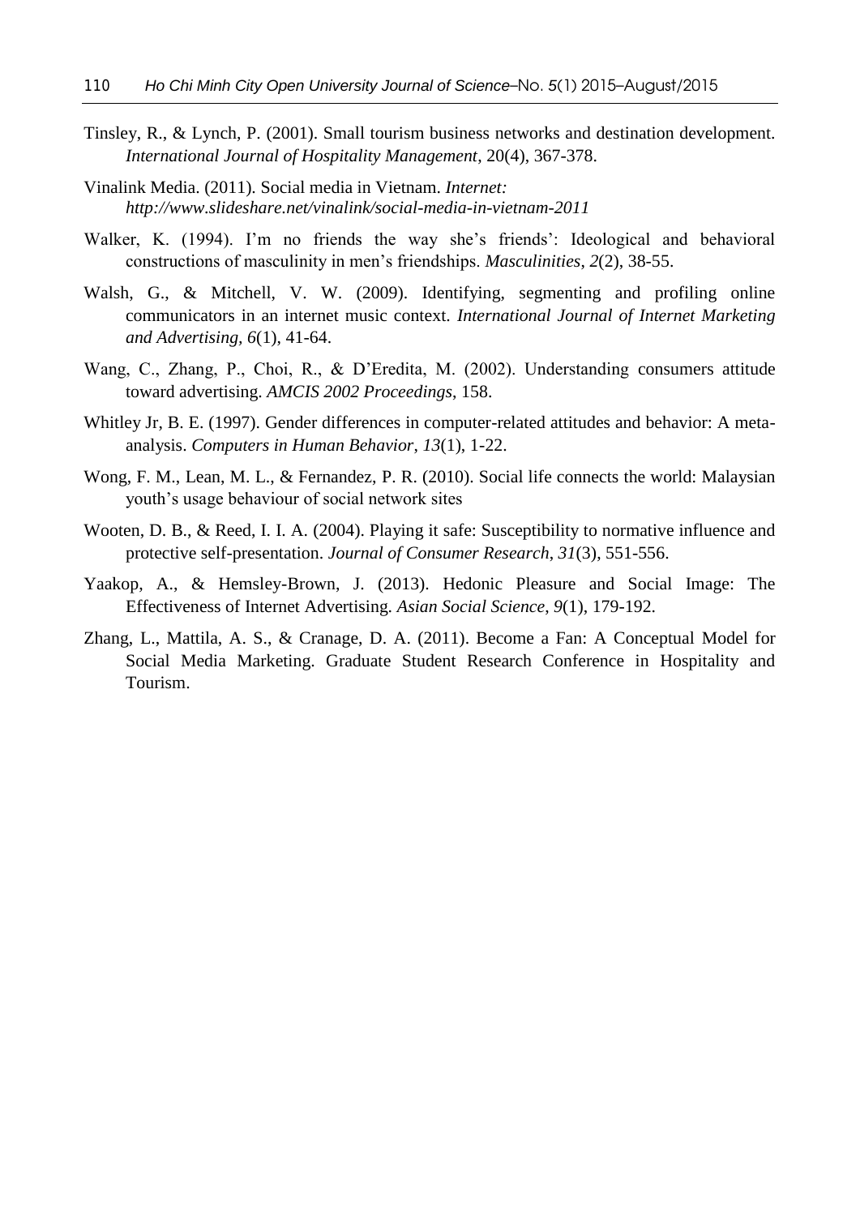Tinsley, R., & Lynch, P. (2001). Small tourism business networks and destination development. *International Journal of Hospitality Management*, 20(4), 367-378.

Vinalink Media. (2011). Social media in Vietnam. *Internet: http://www.slideshare.net/vinalink/social-media-in-vietnam-2011*

Walker, K. (1994). I'm no friends the way she's friends': Ideological and behavioral constructions of masculinity in men's friendships. *Masculinities*, *2*(2), 38-55.

Walsh, G., & Mitchell, V. W. (2009). Identifying, segmenting and profiling online communicators in an internet music context. *International Journal of Internet Marketing and Advertising, 6*(1), 41-64.

Wang, C., Zhang, P., Choi, R., & D'Eredita, M. (2002). Understanding consumers attitude toward advertising. *AMCIS 2002 Proceedings*, 158.

Whitley Jr, B. E. (1997). Gender differences in computer-related attitudes and behavior: A meta-analysis. *Computers in Human Behavior*, *13*(1), 1-22.

Wong, F. M., Lean, M. L., & Fernandez, P. R. (2010). Social life connects the world: Malaysian youth's usage behaviour of social network sites

Wooten, D. B., & Reed, I. I. A. (2004). Playing it safe: Susceptibility to normative influence and protective self-presentation. *Journal of Consumer Research*, *31*(3), 551-556.

Yaakop, A., & Hemsley-Brown, J. (2013). Hedonic Pleasure and Social Image: The Effectiveness of Internet Advertising. *Asian Social Science*, *9*(1), 179-192.

Zhang, L., Mattila, A. S., & Cranage, D. A. (2011). Become a Fan: A Conceptual Model for Social Media Marketing. Graduate Student Research Conference in Hospitality and Tourism.